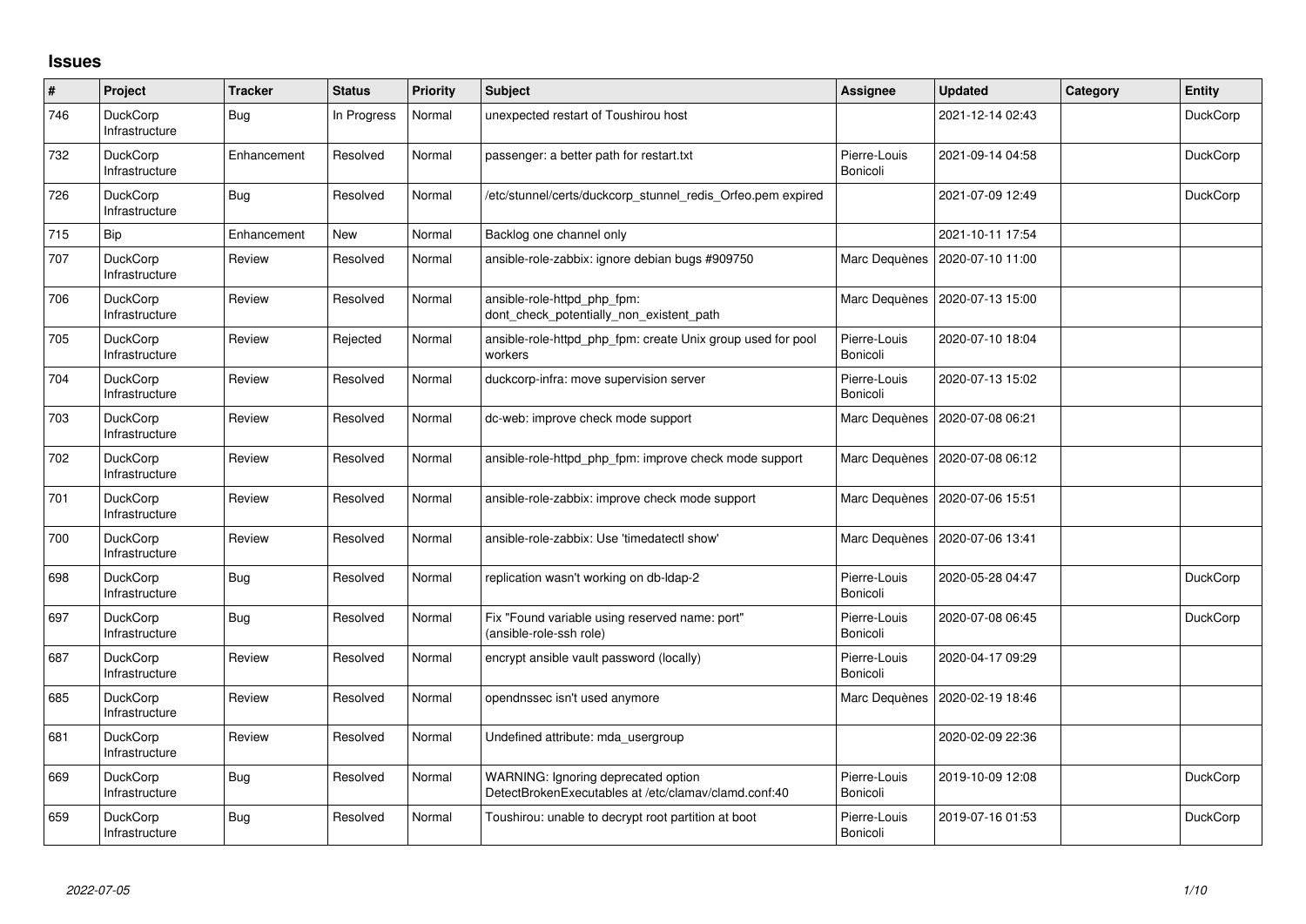## Issues

| # | Project | Tracker | Status | Priority | Subject | Assignee | Updated | Category | Entity |
|---|---|---|---|---|---|---|---|---|---|
| 746 | DuckCorp Infrastructure | Bug | In Progress | Normal | unexpected restart of Toushirou host | | 2021-12-14 02:43 | | DuckCorp |
| 732 | DuckCorp Infrastructure | Enhancement | Resolved | Normal | passenger: a better path for restart.txt | Pierre-Louis Bonicoli | 2021-09-14 04:58 | | DuckCorp |
| 726 | DuckCorp Infrastructure | Bug | Resolved | Normal | /etc/stunnel/certs/duckcorp_stunnel_redis_Orfeo.pem expired | | 2021-07-09 12:49 | | DuckCorp |
| 715 | Bip | Enhancement | New | Normal | Backlog one channel only | | 2021-10-11 17:54 | | |
| 707 | DuckCorp Infrastructure | Review | Resolved | Normal | ansible-role-zabbix: ignore debian bugs #909750 | Marc Dequènes | 2020-07-10 11:00 | | |
| 706 | DuckCorp Infrastructure | Review | Resolved | Normal | ansible-role-httpd_php_fpm: dont_check_potentially_non_existent_path | Marc Dequènes | 2020-07-13 15:00 | | |
| 705 | DuckCorp Infrastructure | Review | Rejected | Normal | ansible-role-httpd_php_fpm: create Unix group used for pool workers | Pierre-Louis Bonicoli | 2020-07-10 18:04 | | |
| 704 | DuckCorp Infrastructure | Review | Resolved | Normal | duckcorp-infra: move supervision server | Pierre-Louis Bonicoli | 2020-07-13 15:02 | | |
| 703 | DuckCorp Infrastructure | Review | Resolved | Normal | dc-web: improve check mode support | Marc Dequènes | 2020-07-08 06:21 | | |
| 702 | DuckCorp Infrastructure | Review | Resolved | Normal | ansible-role-httpd_php_fpm: improve check mode support | Marc Dequènes | 2020-07-08 06:12 | | |
| 701 | DuckCorp Infrastructure | Review | Resolved | Normal | ansible-role-zabbix: improve check mode support | Marc Dequènes | 2020-07-06 15:51 | | |
| 700 | DuckCorp Infrastructure | Review | Resolved | Normal | ansible-role-zabbix: Use 'timedatectl show' | Marc Dequènes | 2020-07-06 13:41 | | |
| 698 | DuckCorp Infrastructure | Bug | Resolved | Normal | replication wasn't working on db-ldap-2 | Pierre-Louis Bonicoli | 2020-05-28 04:47 | | DuckCorp |
| 697 | DuckCorp Infrastructure | Bug | Resolved | Normal | Fix "Found variable using reserved name: port" (ansible-role-ssh role) | Pierre-Louis Bonicoli | 2020-07-08 06:45 | | DuckCorp |
| 687 | DuckCorp Infrastructure | Review | Resolved | Normal | encrypt ansible vault password (locally) | Pierre-Louis Bonicoli | 2020-04-17 09:29 | | |
| 685 | DuckCorp Infrastructure | Review | Resolved | Normal | opendnssec isn't used anymore | Marc Dequènes | 2020-02-19 18:46 | | |
| 681 | DuckCorp Infrastructure | Review | Resolved | Normal | Undefined attribute: mda_usergroup | | 2020-02-09 22:36 | | |
| 669 | DuckCorp Infrastructure | Bug | Resolved | Normal | WARNING: Ignoring deprecated option DetectBrokenExecutables at /etc/clamav/clamd.conf:40 | Pierre-Louis Bonicoli | 2019-10-09 12:08 | | DuckCorp |
| 659 | DuckCorp Infrastructure | Bug | Resolved | Normal | Toushirou: unable to decrypt root partition at boot | Pierre-Louis Bonicoli | 2019-07-16 01:53 | | DuckCorp |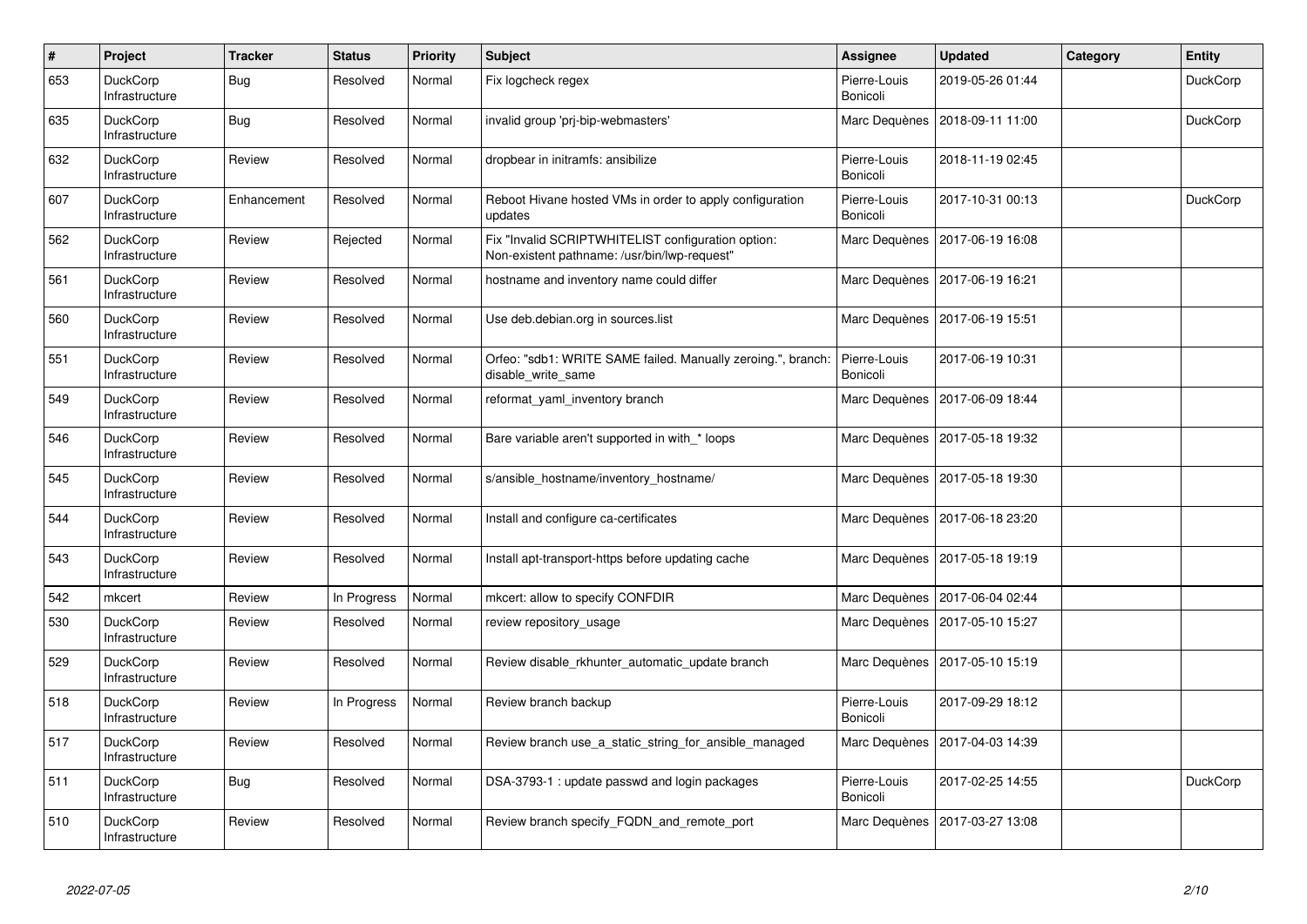| # | Project | Tracker | Status | Priority | Subject | Assignee | Updated | Category | Entity |
|---|---|---|---|---|---|---|---|---|---|
| 653 | DuckCorp Infrastructure | Bug | Resolved | Normal | Fix logcheck regex | Pierre-Louis Bonicoli | 2019-05-26 01:44 | | DuckCorp |
| 635 | DuckCorp Infrastructure | Bug | Resolved | Normal | invalid group 'prj-bip-webmasters' | Marc Dequènes | 2018-09-11 11:00 | | DuckCorp |
| 632 | DuckCorp Infrastructure | Review | Resolved | Normal | dropbear in initramfs: ansibilize | Pierre-Louis Bonicoli | 2018-11-19 02:45 | | |
| 607 | DuckCorp Infrastructure | Enhancement | Resolved | Normal | Reboot Hivane hosted VMs in order to apply configuration updates | Pierre-Louis Bonicoli | 2017-10-31 00:13 | | DuckCorp |
| 562 | DuckCorp Infrastructure | Review | Rejected | Normal | Fix "Invalid SCRIPTWHITELIST configuration option: Non-existent pathname: /usr/bin/lwp-request" | Marc Dequènes | 2017-06-19 16:08 | | |
| 561 | DuckCorp Infrastructure | Review | Resolved | Normal | hostname and inventory name could differ | Marc Dequènes | 2017-06-19 16:21 | | |
| 560 | DuckCorp Infrastructure | Review | Resolved | Normal | Use deb.debian.org in sources.list | Marc Dequènes | 2017-06-19 15:51 | | |
| 551 | DuckCorp Infrastructure | Review | Resolved | Normal | Orfeo: "sdb1: WRITE SAME failed. Manually zeroing.", branch: disable_write_same | Pierre-Louis Bonicoli | 2017-06-19 10:31 | | |
| 549 | DuckCorp Infrastructure | Review | Resolved | Normal | reformat_yaml_inventory branch | Marc Dequènes | 2017-06-09 18:44 | | |
| 546 | DuckCorp Infrastructure | Review | Resolved | Normal | Bare variable aren't supported in with_* loops | Marc Dequènes | 2017-05-18 19:32 | | |
| 545 | DuckCorp Infrastructure | Review | Resolved | Normal | s/ansible_hostname/inventory_hostname/ | Marc Dequènes | 2017-05-18 19:30 | | |
| 544 | DuckCorp Infrastructure | Review | Resolved | Normal | Install and configure ca-certificates | Marc Dequènes | 2017-06-18 23:20 | | |
| 543 | DuckCorp Infrastructure | Review | Resolved | Normal | Install apt-transport-https before updating cache | Marc Dequènes | 2017-05-18 19:19 | | |
| 542 | mkcert | Review | In Progress | Normal | mkcert: allow to specify CONFDIR | Marc Dequènes | 2017-06-04 02:44 | | |
| 530 | DuckCorp Infrastructure | Review | Resolved | Normal | review repository_usage | Marc Dequènes | 2017-05-10 15:27 | | |
| 529 | DuckCorp Infrastructure | Review | Resolved | Normal | Review disable_rkhunter_automatic_update branch | Marc Dequènes | 2017-05-10 15:19 | | |
| 518 | DuckCorp Infrastructure | Review | In Progress | Normal | Review branch backup | Pierre-Louis Bonicoli | 2017-09-29 18:12 | | |
| 517 | DuckCorp Infrastructure | Review | Resolved | Normal | Review branch use_a_static_string_for_ansible_managed | Marc Dequènes | 2017-04-03 14:39 | | |
| 511 | DuckCorp Infrastructure | Bug | Resolved | Normal | DSA-3793-1 : update passwd and login packages | Pierre-Louis Bonicoli | 2017-02-25 14:55 | | DuckCorp |
| 510 | DuckCorp Infrastructure | Review | Resolved | Normal | Review branch specify_FQDN_and_remote_port | Marc Dequènes | 2017-03-27 13:08 | | |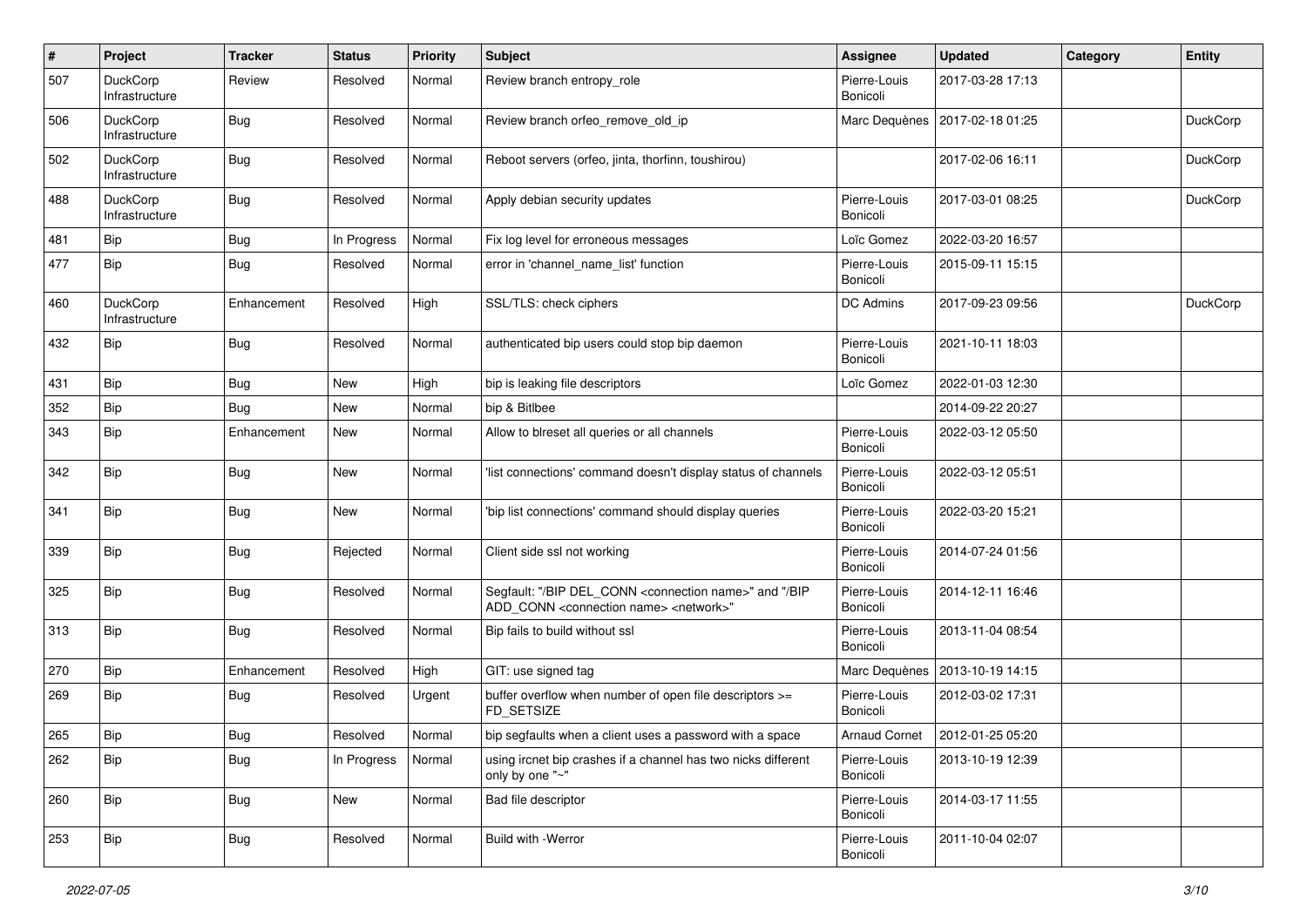| # | Project | Tracker | Status | Priority | Subject | Assignee | Updated | Category | Entity |
|---|---|---|---|---|---|---|---|---|---|
| 507 | DuckCorp Infrastructure | Review | Resolved | Normal | Review branch entropy_role | Pierre-Louis Bonicoli | 2017-03-28 17:13 | | |
| 506 | DuckCorp Infrastructure | Bug | Resolved | Normal | Review branch orfeo_remove_old_ip | Marc Dequènes | 2017-02-18 01:25 | | DuckCorp |
| 502 | DuckCorp Infrastructure | Bug | Resolved | Normal | Reboot servers (orfeo, jinta, thorfinn, toushirou) | | 2017-02-06 16:11 | | DuckCorp |
| 488 | DuckCorp Infrastructure | Bug | Resolved | Normal | Apply debian security updates | Pierre-Louis Bonicoli | 2017-03-01 08:25 | | DuckCorp |
| 481 | Bip | Bug | In Progress | Normal | Fix log level for erroneous messages | Loïc Gomez | 2022-03-20 16:57 | | |
| 477 | Bip | Bug | Resolved | Normal | error in 'channel_name_list' function | Pierre-Louis Bonicoli | 2015-09-11 15:15 | | |
| 460 | DuckCorp Infrastructure | Enhancement | Resolved | High | SSL/TLS: check ciphers | DC Admins | 2017-09-23 09:56 | | DuckCorp |
| 432 | Bip | Bug | Resolved | Normal | authenticated bip users could stop bip daemon | Pierre-Louis Bonicoli | 2021-10-11 18:03 | | |
| 431 | Bip | Bug | New | High | bip is leaking file descriptors | Loïc Gomez | 2022-01-03 12:30 | | |
| 352 | Bip | Bug | New | Normal | bip & Bitlbee | | 2014-09-22 20:27 | | |
| 343 | Bip | Enhancement | New | Normal | Allow to blreset all queries or all channels | Pierre-Louis Bonicoli | 2022-03-12 05:50 | | |
| 342 | Bip | Bug | New | Normal | 'list connections' command doesn't display status of channels | Pierre-Louis Bonicoli | 2022-03-12 05:51 | | |
| 341 | Bip | Bug | New | Normal | 'bip list connections' command should display queries | Pierre-Louis Bonicoli | 2022-03-20 15:21 | | |
| 339 | Bip | Bug | Rejected | Normal | Client side ssl not working | Pierre-Louis Bonicoli | 2014-07-24 01:56 | | |
| 325 | Bip | Bug | Resolved | Normal | Segfault: "/BIP DEL_CONN <connection name>" and "/BIP ADD_CONN <connection name> <network>" | Pierre-Louis Bonicoli | 2014-12-11 16:46 | | |
| 313 | Bip | Bug | Resolved | Normal | Bip fails to build without ssl | Pierre-Louis Bonicoli | 2013-11-04 08:54 | | |
| 270 | Bip | Enhancement | Resolved | High | GIT: use signed tag | Marc Dequènes | 2013-10-19 14:15 | | |
| 269 | Bip | Bug | Resolved | Urgent | buffer overflow when number of open file descriptors >= FD_SETSIZE | Pierre-Louis Bonicoli | 2012-03-02 17:31 | | |
| 265 | Bip | Bug | Resolved | Normal | bip segfaults when a client uses a password with a space | Arnaud Cornet | 2012-01-25 05:20 | | |
| 262 | Bip | Bug | In Progress | Normal | using ircnet bip crashes if a channel has two nicks different only by one "~" | Pierre-Louis Bonicoli | 2013-10-19 12:39 | | |
| 260 | Bip | Bug | New | Normal | Bad file descriptor | Pierre-Louis Bonicoli | 2014-03-17 11:55 | | |
| 253 | Bip | Bug | Resolved | Normal | Build with -Werror | Pierre-Louis Bonicoli | 2011-10-04 02:07 | | |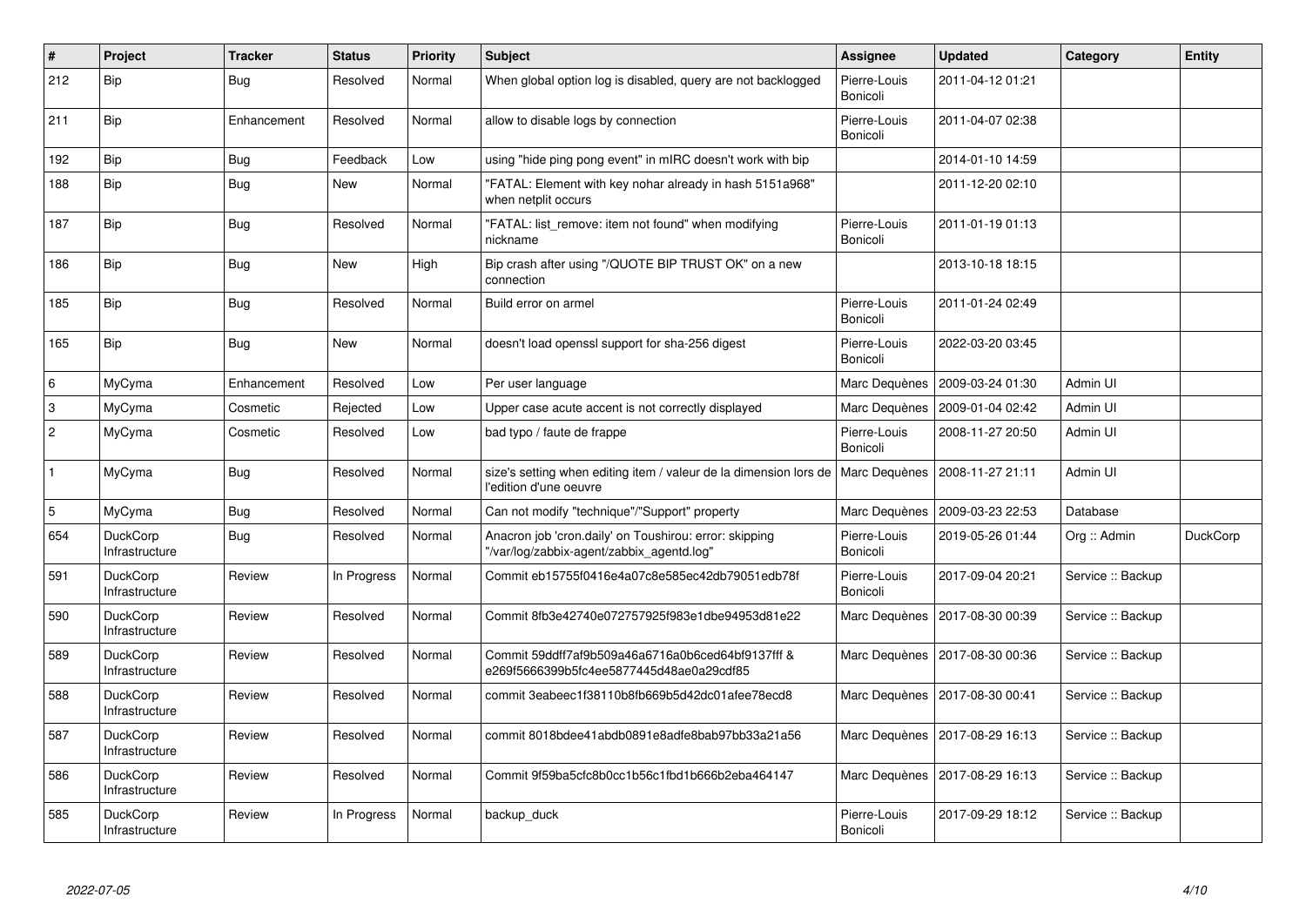| # | Project | Tracker | Status | Priority | Subject | Assignee | Updated | Category | Entity |
|---|---|---|---|---|---|---|---|---|---|
| 212 | Bip | Bug | Resolved | Normal | When global option log is disabled, query are not backlogged | Pierre-Louis Bonicoli | 2011-04-12 01:21 | | |
| 211 | Bip | Enhancement | Resolved | Normal | allow to disable logs by connection | Pierre-Louis Bonicoli | 2011-04-07 02:38 | | |
| 192 | Bip | Bug | Feedback | Low | using "hide ping pong event" in mIRC doesn't work with bip | | 2014-01-10 14:59 | | |
| 188 | Bip | Bug | New | Normal | "FATAL: Element with key nohar already in hash 5151a968" when netplit occurs | | 2011-12-20 02:10 | | |
| 187 | Bip | Bug | Resolved | Normal | "FATAL: list_remove: item not found" when modifying nickname | Pierre-Louis Bonicoli | 2011-01-19 01:13 | | |
| 186 | Bip | Bug | New | High | Bip crash after using "/QUOTE BIP TRUST OK" on a new connection | | 2013-10-18 18:15 | | |
| 185 | Bip | Bug | Resolved | Normal | Build error on armel | Pierre-Louis Bonicoli | 2011-01-24 02:49 | | |
| 165 | Bip | Bug | New | Normal | doesn't load openssl support for sha-256 digest | Pierre-Louis Bonicoli | 2022-03-20 03:45 | | |
| 6 | MyCyma | Enhancement | Resolved | Low | Per user language | Marc Dequènes | 2009-03-24 01:30 | Admin UI | |
| 3 | MyCyma | Cosmetic | Rejected | Low | Upper case acute accent is not correctly displayed | Marc Dequènes | 2009-01-04 02:42 | Admin UI | |
| 2 | MyCyma | Cosmetic | Resolved | Low | bad typo / faute de frappe | Pierre-Louis Bonicoli | 2008-11-27 20:50 | Admin UI | |
| 1 | MyCyma | Bug | Resolved | Normal | size's setting when editing item / valeur de la dimension lors de l'edition d'une oeuvre | Marc Dequènes | 2008-11-27 21:11 | Admin UI | |
| 5 | MyCyma | Bug | Resolved | Normal | Can not modify "technique"/"Support" property | Marc Dequènes | 2009-03-23 22:53 | Database | |
| 654 | DuckCorp Infrastructure | Bug | Resolved | Normal | Anacron job 'cron.daily' on Toushirou: error: skipping "/var/log/zabbix-agent/zabbix_agentd.log" | Pierre-Louis Bonicoli | 2019-05-26 01:44 | Org :: Admin | DuckCorp |
| 591 | DuckCorp Infrastructure | Review | In Progress | Normal | Commit eb15755f0416e4a07c8e585ec42db79051edb78f | Pierre-Louis Bonicoli | 2017-09-04 20:21 | Service :: Backup | |
| 590 | DuckCorp Infrastructure | Review | Resolved | Normal | Commit 8fb3e42740e072757925f983e1dbe94953d81e22 | Marc Dequènes | 2017-08-30 00:39 | Service :: Backup | |
| 589 | DuckCorp Infrastructure | Review | Resolved | Normal | Commit 59ddff7af9b509a46a6716a0b6ced64bf9137fff & e269f5666399b5fc4ee5877445d48ae0a29cdf85 | Marc Dequènes | 2017-08-30 00:36 | Service :: Backup | |
| 588 | DuckCorp Infrastructure | Review | Resolved | Normal | commit 3eabeec1f38110b8fb669b5d42dc01afee78ecd8 | Marc Dequènes | 2017-08-30 00:41 | Service :: Backup | |
| 587 | DuckCorp Infrastructure | Review | Resolved | Normal | commit 8018bdee41abdb0891e8adfe8bab97bb33a21a56 | Marc Dequènes | 2017-08-29 16:13 | Service :: Backup | |
| 586 | DuckCorp Infrastructure | Review | Resolved | Normal | Commit 9f59ba5cfc8b0cc1b56c1fbd1b666b2eba464147 | Marc Dequènes | 2017-08-29 16:13 | Service :: Backup | |
| 585 | DuckCorp Infrastructure | Review | In Progress | Normal | backup_duck | Pierre-Louis Bonicoli | 2017-09-29 18:12 | Service :: Backup | |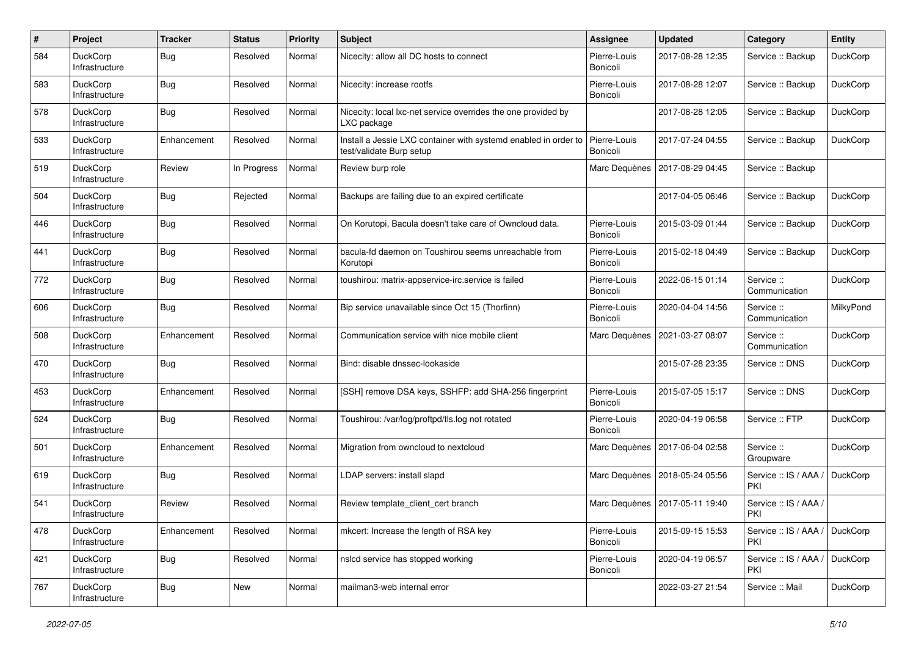| # | Project | Tracker | Status | Priority | Subject | Assignee | Updated | Category | Entity |
|---|---|---|---|---|---|---|---|---|---|
| 584 | DuckCorp Infrastructure | Bug | Resolved | Normal | Nicecity: allow all DC hosts to connect | Pierre-Louis Bonicoli | 2017-08-28 12:35 | Service :: Backup | DuckCorp |
| 583 | DuckCorp Infrastructure | Bug | Resolved | Normal | Nicecity: increase rootfs | Pierre-Louis Bonicoli | 2017-08-28 12:07 | Service :: Backup | DuckCorp |
| 578 | DuckCorp Infrastructure | Bug | Resolved | Normal | Nicecity: local lxc-net service overrides the one provided by LXC package | | 2017-08-28 12:05 | Service :: Backup | DuckCorp |
| 533 | DuckCorp Infrastructure | Enhancement | Resolved | Normal | Install a Jessie LXC container with systemd enabled in order to test/validate Burp setup | Pierre-Louis Bonicoli | 2017-07-24 04:55 | Service :: Backup | DuckCorp |
| 519 | DuckCorp Infrastructure | Review | In Progress | Normal | Review burp role | Marc Dequènes | 2017-08-29 04:45 | Service :: Backup | |
| 504 | DuckCorp Infrastructure | Bug | Rejected | Normal | Backups are failing due to an expired certificate | | 2017-04-05 06:46 | Service :: Backup | DuckCorp |
| 446 | DuckCorp Infrastructure | Bug | Resolved | Normal | On Korutopi, Bacula doesn't take care of Owncloud data. | Pierre-Louis Bonicoli | 2015-03-09 01:44 | Service :: Backup | DuckCorp |
| 441 | DuckCorp Infrastructure | Bug | Resolved | Normal | bacula-fd daemon on Toushirou seems unreachable from Korutopi | Pierre-Louis Bonicoli | 2015-02-18 04:49 | Service :: Backup | DuckCorp |
| 772 | DuckCorp Infrastructure | Bug | Resolved | Normal | toushirou: matrix-appservice-irc.service is failed | Pierre-Louis Bonicoli | 2022-06-15 01:14 | Service :: Communication | DuckCorp |
| 606 | DuckCorp Infrastructure | Bug | Resolved | Normal | Bip service unavailable since Oct 15 (Thorfinn) | Pierre-Louis Bonicoli | 2020-04-04 14:56 | Service :: Communication | MilkyPond |
| 508 | DuckCorp Infrastructure | Enhancement | Resolved | Normal | Communication service with nice mobile client | Marc Dequènes | 2021-03-27 08:07 | Service :: Communication | DuckCorp |
| 470 | DuckCorp Infrastructure | Bug | Resolved | Normal | Bind: disable dnssec-lookaside | | 2015-07-28 23:35 | Service :: DNS | DuckCorp |
| 453 | DuckCorp Infrastructure | Enhancement | Resolved | Normal | [SSH] remove DSA keys, SSHFP: add SHA-256 fingerprint | Pierre-Louis Bonicoli | 2015-07-05 15:17 | Service :: DNS | DuckCorp |
| 524 | DuckCorp Infrastructure | Bug | Resolved | Normal | Toushirou: /var/log/proftpd/tls.log not rotated | Pierre-Louis Bonicoli | 2020-04-19 06:58 | Service :: FTP | DuckCorp |
| 501 | DuckCorp Infrastructure | Enhancement | Resolved | Normal | Migration from owncloud to nextcloud | Marc Dequènes | 2017-06-04 02:58 | Service :: Groupware | DuckCorp |
| 619 | DuckCorp Infrastructure | Bug | Resolved | Normal | LDAP servers: install slapd | Marc Dequènes | 2018-05-24 05:56 | Service :: IS / AAA / PKI | DuckCorp |
| 541 | DuckCorp Infrastructure | Review | Resolved | Normal | Review template_client_cert branch | Marc Dequènes | 2017-05-11 19:40 | Service :: IS / AAA / PKI | |
| 478 | DuckCorp Infrastructure | Enhancement | Resolved | Normal | mkcert: Increase the length of RSA key | Pierre-Louis Bonicoli | 2015-09-15 15:53 | Service :: IS / AAA / PKI | DuckCorp |
| 421 | DuckCorp Infrastructure | Bug | Resolved | Normal | nslcd service has stopped working | Pierre-Louis Bonicoli | 2020-04-19 06:57 | Service :: IS / AAA / PKI | DuckCorp |
| 767 | DuckCorp Infrastructure | Bug | New | Normal | mailman3-web internal error | | 2022-03-27 21:54 | Service :: Mail | DuckCorp |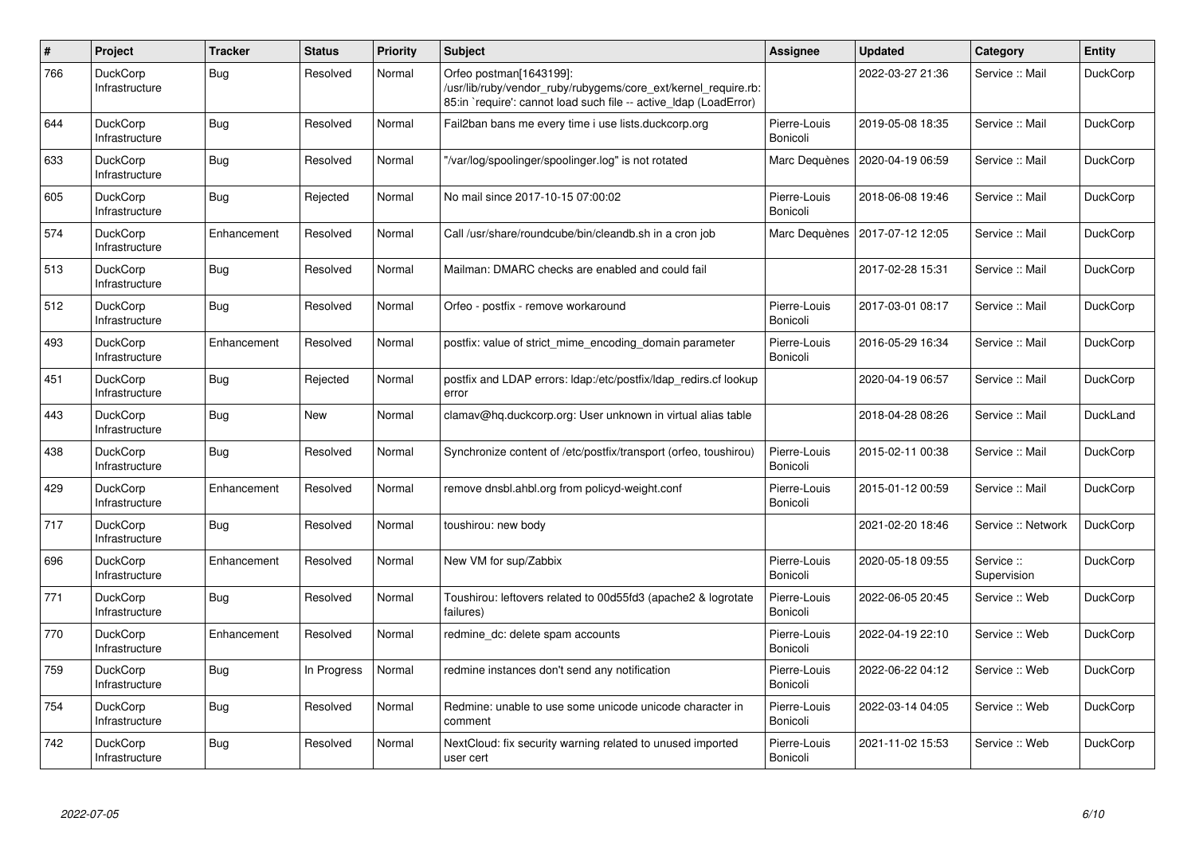| # | Project | Tracker | Status | Priority | Subject | Assignee | Updated | Category | Entity |
|---|---|---|---|---|---|---|---|---|---|
| 766 | DuckCorp Infrastructure | Bug | Resolved | Normal | Orfeo postman[1643199]: /usr/lib/ruby/vendor_ruby/rubygems/core_ext/kernel_require.rb: 85:in `require': cannot load such file -- active_ldap (LoadError) | | 2022-03-27 21:36 | Service :: Mail | DuckCorp |
| 644 | DuckCorp Infrastructure | Bug | Resolved | Normal | Fail2ban bans me every time i use lists.duckcorp.org | Pierre-Louis Bonicoli | 2019-05-08 18:35 | Service :: Mail | DuckCorp |
| 633 | DuckCorp Infrastructure | Bug | Resolved | Normal | "/var/log/spoolinger/spoolinger.log" is not rotated | Marc Dequènes | 2020-04-19 06:59 | Service :: Mail | DuckCorp |
| 605 | DuckCorp Infrastructure | Bug | Rejected | Normal | No mail since 2017-10-15 07:00:02 | Pierre-Louis Bonicoli | 2018-06-08 19:46 | Service :: Mail | DuckCorp |
| 574 | DuckCorp Infrastructure | Enhancement | Resolved | Normal | Call /usr/share/roundcube/bin/cleandb.sh in a cron job | Marc Dequènes | 2017-07-12 12:05 | Service :: Mail | DuckCorp |
| 513 | DuckCorp Infrastructure | Bug | Resolved | Normal | Mailman: DMARC checks are enabled and could fail | | 2017-02-28 15:31 | Service :: Mail | DuckCorp |
| 512 | DuckCorp Infrastructure | Bug | Resolved | Normal | Orfeo - postfix - remove workaround | Pierre-Louis Bonicoli | 2017-03-01 08:17 | Service :: Mail | DuckCorp |
| 493 | DuckCorp Infrastructure | Enhancement | Resolved | Normal | postfix: value of strict_mime_encoding_domain parameter | Pierre-Louis Bonicoli | 2016-05-29 16:34 | Service :: Mail | DuckCorp |
| 451 | DuckCorp Infrastructure | Bug | Rejected | Normal | postfix and LDAP errors: ldap:/etc/postfix/ldap_redirs.cf lookup error | | 2020-04-19 06:57 | Service :: Mail | DuckCorp |
| 443 | DuckCorp Infrastructure | Bug | New | Normal | clamav@hq.duckcorp.org: User unknown in virtual alias table | | 2018-04-28 08:26 | Service :: Mail | DuckLand |
| 438 | DuckCorp Infrastructure | Bug | Resolved | Normal | Synchronize content of /etc/postfix/transport (orfeo, toushirou) | Pierre-Louis Bonicoli | 2015-02-11 00:38 | Service :: Mail | DuckCorp |
| 429 | DuckCorp Infrastructure | Enhancement | Resolved | Normal | remove dnsbl.ahbl.org from policyd-weight.conf | Pierre-Louis Bonicoli | 2015-01-12 00:59 | Service :: Mail | DuckCorp |
| 717 | DuckCorp Infrastructure | Bug | Resolved | Normal | toushirou: new body | | 2021-02-20 18:46 | Service :: Network | DuckCorp |
| 696 | DuckCorp Infrastructure | Enhancement | Resolved | Normal | New VM for sup/Zabbix | Pierre-Louis Bonicoli | 2020-05-18 09:55 | Service :: Supervision | DuckCorp |
| 771 | DuckCorp Infrastructure | Bug | Resolved | Normal | Toushirou: leftovers related to 00d55fd3 (apache2 & logrotate failures) | Pierre-Louis Bonicoli | 2022-06-05 20:45 | Service :: Web | DuckCorp |
| 770 | DuckCorp Infrastructure | Enhancement | Resolved | Normal | redmine_dc: delete spam accounts | Pierre-Louis Bonicoli | 2022-04-19 22:10 | Service :: Web | DuckCorp |
| 759 | DuckCorp Infrastructure | Bug | In Progress | Normal | redmine instances don't send any notification | Pierre-Louis Bonicoli | 2022-06-22 04:12 | Service :: Web | DuckCorp |
| 754 | DuckCorp Infrastructure | Bug | Resolved | Normal | Redmine: unable to use some unicode unicode character in comment | Pierre-Louis Bonicoli | 2022-03-14 04:05 | Service :: Web | DuckCorp |
| 742 | DuckCorp Infrastructure | Bug | Resolved | Normal | NextCloud: fix security warning related to unused imported user cert | Pierre-Louis Bonicoli | 2021-11-02 15:53 | Service :: Web | DuckCorp |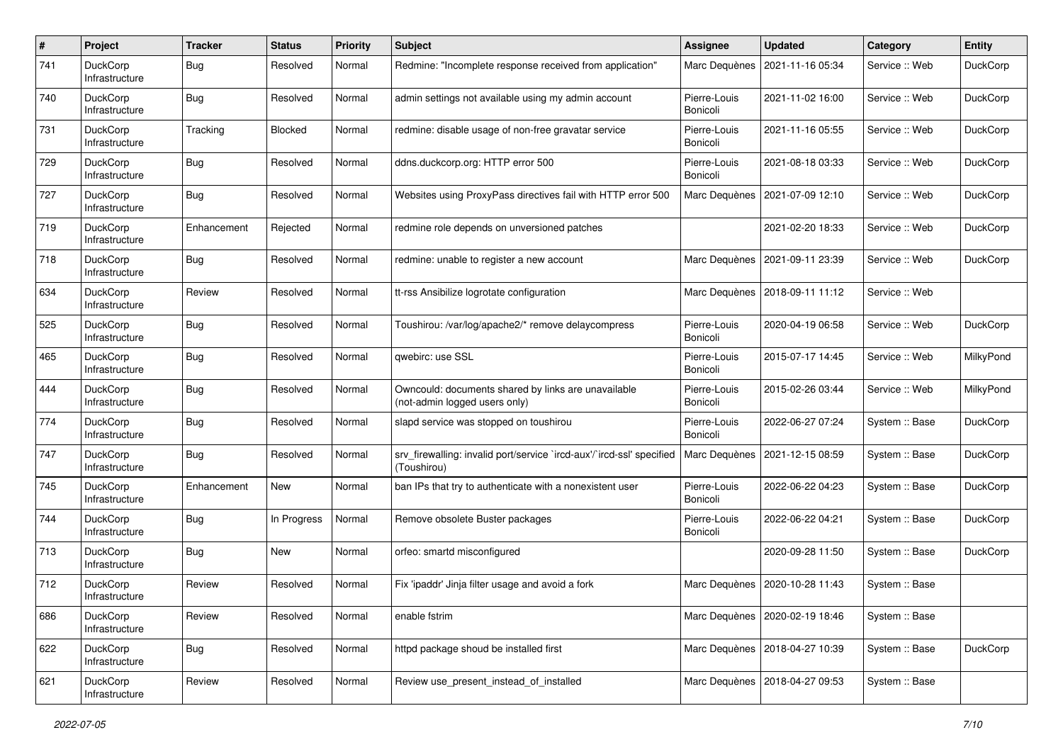| # | Project | Tracker | Status | Priority | Subject | Assignee | Updated | Category | Entity |
|---|---|---|---|---|---|---|---|---|---|
| 741 | DuckCorp Infrastructure | Bug | Resolved | Normal | Redmine: "Incomplete response received from application" | Marc Dequènes | 2021-11-16 05:34 | Service :: Web | DuckCorp |
| 740 | DuckCorp Infrastructure | Bug | Resolved | Normal | admin settings not available using my admin account | Pierre-Louis Bonicoli | 2021-11-02 16:00 | Service :: Web | DuckCorp |
| 731 | DuckCorp Infrastructure | Tracking | Blocked | Normal | redmine: disable usage of non-free gravatar service | Pierre-Louis Bonicoli | 2021-11-16 05:55 | Service :: Web | DuckCorp |
| 729 | DuckCorp Infrastructure | Bug | Resolved | Normal | ddns.duckcorp.org: HTTP error 500 | Pierre-Louis Bonicoli | 2021-08-18 03:33 | Service :: Web | DuckCorp |
| 727 | DuckCorp Infrastructure | Bug | Resolved | Normal | Websites using ProxyPass directives fail with HTTP error 500 | Marc Dequènes | 2021-07-09 12:10 | Service :: Web | DuckCorp |
| 719 | DuckCorp Infrastructure | Enhancement | Rejected | Normal | redmine role depends on unversioned patches | | 2021-02-20 18:33 | Service :: Web | DuckCorp |
| 718 | DuckCorp Infrastructure | Bug | Resolved | Normal | redmine: unable to register a new account | Marc Dequènes | 2021-09-11 23:39 | Service :: Web | DuckCorp |
| 634 | DuckCorp Infrastructure | Review | Resolved | Normal | tt-rss Ansibilize logrotate configuration | Marc Dequènes | 2018-09-11 11:12 | Service :: Web | |
| 525 | DuckCorp Infrastructure | Bug | Resolved | Normal | Toushirou: /var/log/apache2/* remove delaycompress | Pierre-Louis Bonicoli | 2020-04-19 06:58 | Service :: Web | DuckCorp |
| 465 | DuckCorp Infrastructure | Bug | Resolved | Normal | qwebirc: use SSL | Pierre-Louis Bonicoli | 2015-07-17 14:45 | Service :: Web | MilkyPond |
| 444 | DuckCorp Infrastructure | Bug | Resolved | Normal | Owncould: documents shared by links are unavailable (not-admin logged users only) | Pierre-Louis Bonicoli | 2015-02-26 03:44 | Service :: Web | MilkyPond |
| 774 | DuckCorp Infrastructure | Bug | Resolved | Normal | slapd service was stopped on toushirou | Pierre-Louis Bonicoli | 2022-06-27 07:24 | System :: Base | DuckCorp |
| 747 | DuckCorp Infrastructure | Bug | Resolved | Normal | srv_firewalling: invalid port/service `ircd-aux'/`ircd-ssl' specified (Toushirou) | Marc Dequènes | 2021-12-15 08:59 | System :: Base | DuckCorp |
| 745 | DuckCorp Infrastructure | Enhancement | New | Normal | ban IPs that try to authenticate with a nonexistent user | Pierre-Louis Bonicoli | 2022-06-22 04:23 | System :: Base | DuckCorp |
| 744 | DuckCorp Infrastructure | Bug | In Progress | Normal | Remove obsolete Buster packages | Pierre-Louis Bonicoli | 2022-06-22 04:21 | System :: Base | DuckCorp |
| 713 | DuckCorp Infrastructure | Bug | New | Normal | orfeo: smartd misconfigured | | 2020-09-28 11:50 | System :: Base | DuckCorp |
| 712 | DuckCorp Infrastructure | Review | Resolved | Normal | Fix 'ipaddr' Jinja filter usage and avoid a fork | Marc Dequènes | 2020-10-28 11:43 | System :: Base | |
| 686 | DuckCorp Infrastructure | Review | Resolved | Normal | enable fstrim | Marc Dequènes | 2020-02-19 18:46 | System :: Base | |
| 622 | DuckCorp Infrastructure | Bug | Resolved | Normal | httpd package shoud be installed first | Marc Dequènes | 2018-04-27 10:39 | System :: Base | DuckCorp |
| 621 | DuckCorp Infrastructure | Review | Resolved | Normal | Review use_present_instead_of_installed | Marc Dequènes | 2018-04-27 09:53 | System :: Base | |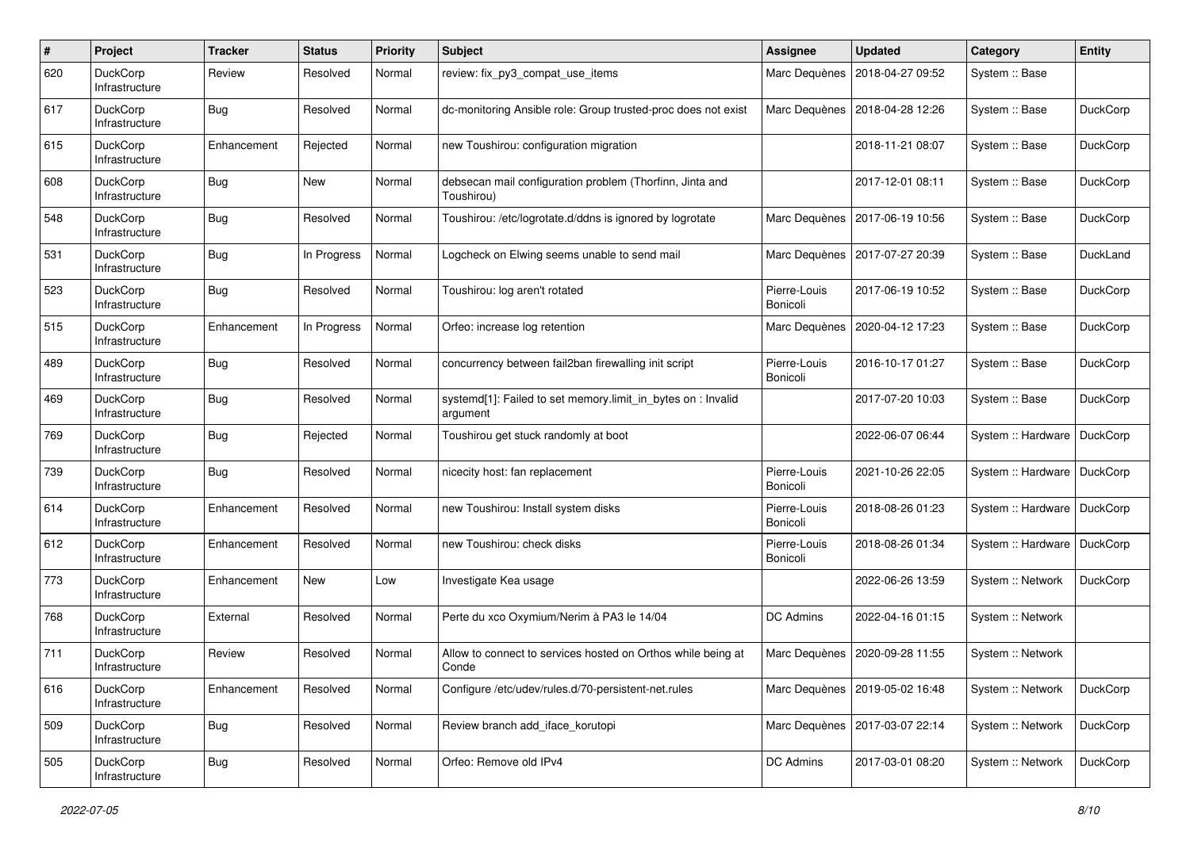| # | Project | Tracker | Status | Priority | Subject | Assignee | Updated | Category | Entity |
|---|---|---|---|---|---|---|---|---|---|
| 620 | DuckCorp Infrastructure | Review | Resolved | Normal | review: fix_py3_compat_use_items | Marc Dequènes | 2018-04-27 09:52 | System :: Base | |
| 617 | DuckCorp Infrastructure | Bug | Resolved | Normal | dc-monitoring Ansible role: Group trusted-proc does not exist | Marc Dequènes | 2018-04-28 12:26 | System :: Base | DuckCorp |
| 615 | DuckCorp Infrastructure | Enhancement | Rejected | Normal | new Toushirou: configuration migration | | 2018-11-21 08:07 | System :: Base | DuckCorp |
| 608 | DuckCorp Infrastructure | Bug | New | Normal | debsecan mail configuration problem (Thorfinn, Jinta and Toushirou) | | 2017-12-01 08:11 | System :: Base | DuckCorp |
| 548 | DuckCorp Infrastructure | Bug | Resolved | Normal | Toushirou: /etc/logrotate.d/ddns is ignored by logrotate | Marc Dequènes | 2017-06-19 10:56 | System :: Base | DuckCorp |
| 531 | DuckCorp Infrastructure | Bug | In Progress | Normal | Logcheck on Elwing seems unable to send mail | Marc Dequènes | 2017-07-27 20:39 | System :: Base | DuckLand |
| 523 | DuckCorp Infrastructure | Bug | Resolved | Normal | Toushirou: log aren't rotated | Pierre-Louis Bonicoli | 2017-06-19 10:52 | System :: Base | DuckCorp |
| 515 | DuckCorp Infrastructure | Enhancement | In Progress | Normal | Orfeo: increase log retention | Marc Dequènes | 2020-04-12 17:23 | System :: Base | DuckCorp |
| 489 | DuckCorp Infrastructure | Bug | Resolved | Normal | concurrency between fail2ban firewalling init script | Pierre-Louis Bonicoli | 2016-10-17 01:27 | System :: Base | DuckCorp |
| 469 | DuckCorp Infrastructure | Bug | Resolved | Normal | systemd[1]: Failed to set memory.limit_in_bytes on : Invalid argument | | 2017-07-20 10:03 | System :: Base | DuckCorp |
| 769 | DuckCorp Infrastructure | Bug | Rejected | Normal | Toushirou get stuck randomly at boot | | 2022-06-07 06:44 | System :: Hardware | DuckCorp |
| 739 | DuckCorp Infrastructure | Bug | Resolved | Normal | nicecity host: fan replacement | Pierre-Louis Bonicoli | 2021-10-26 22:05 | System :: Hardware | DuckCorp |
| 614 | DuckCorp Infrastructure | Enhancement | Resolved | Normal | new Toushirou: Install system disks | Pierre-Louis Bonicoli | 2018-08-26 01:23 | System :: Hardware | DuckCorp |
| 612 | DuckCorp Infrastructure | Enhancement | Resolved | Normal | new Toushirou: check disks | Pierre-Louis Bonicoli | 2018-08-26 01:34 | System :: Hardware | DuckCorp |
| 773 | DuckCorp Infrastructure | Enhancement | New | Low | Investigate Kea usage | | 2022-06-26 13:59 | System :: Network | DuckCorp |
| 768 | DuckCorp Infrastructure | External | Resolved | Normal | Perte du xco Oxymium/Nerim à PA3 le 14/04 | DC Admins | 2022-04-16 01:15 | System :: Network | |
| 711 | DuckCorp Infrastructure | Review | Resolved | Normal | Allow to connect to services hosted on Orthos while being at Conde | Marc Dequènes | 2020-09-28 11:55 | System :: Network | |
| 616 | DuckCorp Infrastructure | Enhancement | Resolved | Normal | Configure /etc/udev/rules.d/70-persistent-net.rules | Marc Dequènes | 2019-05-02 16:48 | System :: Network | DuckCorp |
| 509 | DuckCorp Infrastructure | Bug | Resolved | Normal | Review branch add_iface_korutopi | Marc Dequènes | 2017-03-07 22:14 | System :: Network | DuckCorp |
| 505 | DuckCorp Infrastructure | Bug | Resolved | Normal | Orfeo: Remove old IPv4 | DC Admins | 2017-03-01 08:20 | System :: Network | DuckCorp |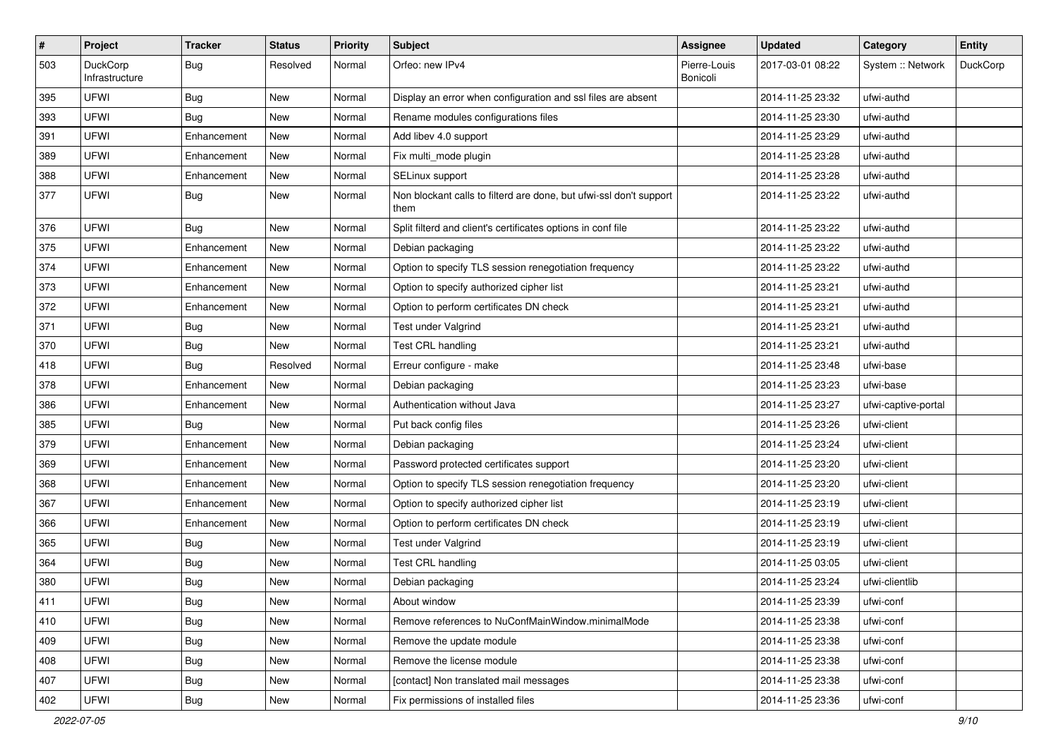| # | Project | Tracker | Status | Priority | Subject | Assignee | Updated | Category | Entity |
|---|---|---|---|---|---|---|---|---|---|
| 503 | DuckCorp Infrastructure | Bug | Resolved | Normal | Orfeo: new IPv4 | Pierre-Louis Bonicoli | 2017-03-01 08:22 | System :: Network | DuckCorp |
| 395 | UFWI | Bug | New | Normal | Display an error when configuration and ssl files are absent | | 2014-11-25 23:32 | ufwi-authd | |
| 393 | UFWI | Bug | New | Normal | Rename modules configurations files | | 2014-11-25 23:30 | ufwi-authd | |
| 391 | UFWI | Enhancement | New | Normal | Add libev 4.0 support | | 2014-11-25 23:29 | ufwi-authd | |
| 389 | UFWI | Enhancement | New | Normal | Fix multi_mode plugin | | 2014-11-25 23:28 | ufwi-authd | |
| 388 | UFWI | Enhancement | New | Normal | SELinux support | | 2014-11-25 23:28 | ufwi-authd | |
| 377 | UFWI | Bug | New | Normal | Non blockant calls to filterd are done, but ufwi-ssl don't support them | | 2014-11-25 23:22 | ufwi-authd | |
| 376 | UFWI | Bug | New | Normal | Split filterd and client's certificates options in conf file | | 2014-11-25 23:22 | ufwi-authd | |
| 375 | UFWI | Enhancement | New | Normal | Debian packaging | | 2014-11-25 23:22 | ufwi-authd | |
| 374 | UFWI | Enhancement | New | Normal | Option to specify TLS session renegotiation frequency | | 2014-11-25 23:22 | ufwi-authd | |
| 373 | UFWI | Enhancement | New | Normal | Option to specify authorized cipher list | | 2014-11-25 23:21 | ufwi-authd | |
| 372 | UFWI | Enhancement | New | Normal | Option to perform certificates DN check | | 2014-11-25 23:21 | ufwi-authd | |
| 371 | UFWI | Bug | New | Normal | Test under Valgrind | | 2014-11-25 23:21 | ufwi-authd | |
| 370 | UFWI | Bug | New | Normal | Test CRL handling | | 2014-11-25 23:21 | ufwi-authd | |
| 418 | UFWI | Bug | Resolved | Normal | Erreur configure - make | | 2014-11-25 23:48 | ufwi-base | |
| 378 | UFWI | Enhancement | New | Normal | Debian packaging | | 2014-11-25 23:23 | ufwi-base | |
| 386 | UFWI | Enhancement | New | Normal | Authentication without Java | | 2014-11-25 23:27 | ufwi-captive-portal | |
| 385 | UFWI | Bug | New | Normal | Put back config files | | 2014-11-25 23:26 | ufwi-client | |
| 379 | UFWI | Enhancement | New | Normal | Debian packaging | | 2014-11-25 23:24 | ufwi-client | |
| 369 | UFWI | Enhancement | New | Normal | Password protected certificates support | | 2014-11-25 23:20 | ufwi-client | |
| 368 | UFWI | Enhancement | New | Normal | Option to specify TLS session renegotiation frequency | | 2014-11-25 23:20 | ufwi-client | |
| 367 | UFWI | Enhancement | New | Normal | Option to specify authorized cipher list | | 2014-11-25 23:19 | ufwi-client | |
| 366 | UFWI | Enhancement | New | Normal | Option to perform certificates DN check | | 2014-11-25 23:19 | ufwi-client | |
| 365 | UFWI | Bug | New | Normal | Test under Valgrind | | 2014-11-25 23:19 | ufwi-client | |
| 364 | UFWI | Bug | New | Normal | Test CRL handling | | 2014-11-25 03:05 | ufwi-client | |
| 380 | UFWI | Bug | New | Normal | Debian packaging | | 2014-11-25 23:24 | ufwi-clientlib | |
| 411 | UFWI | Bug | New | Normal | About window | | 2014-11-25 23:39 | ufwi-conf | |
| 410 | UFWI | Bug | New | Normal | Remove references to NuConfMainWindow.minimalMode | | 2014-11-25 23:38 | ufwi-conf | |
| 409 | UFWI | Bug | New | Normal | Remove the update module | | 2014-11-25 23:38 | ufwi-conf | |
| 408 | UFWI | Bug | New | Normal | Remove the license module | | 2014-11-25 23:38 | ufwi-conf | |
| 407 | UFWI | Bug | New | Normal | [contact] Non translated mail messages | | 2014-11-25 23:38 | ufwi-conf | |
| 402 | UFWI | Bug | New | Normal | Fix permissions of installed files | | 2014-11-25 23:36 | ufwi-conf | |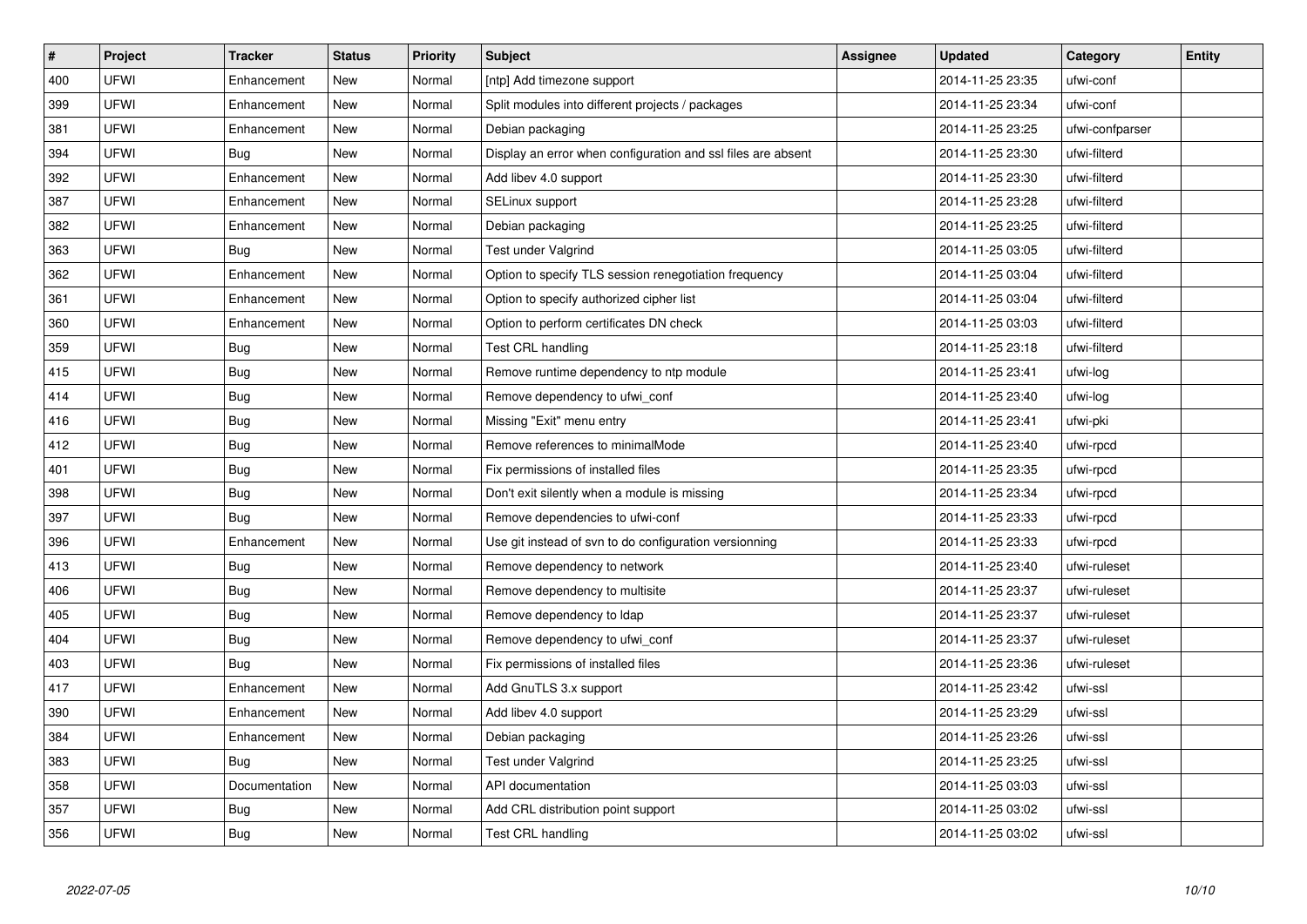| # | Project | Tracker | Status | Priority | Subject | Assignee | Updated | Category | Entity |
|---|---|---|---|---|---|---|---|---|---|
| 400 | UFWI | Enhancement | New | Normal | [ntp] Add timezone support | | 2014-11-25 23:35 | ufwi-conf | |
| 399 | UFWI | Enhancement | New | Normal | Split modules into different projects / packages | | 2014-11-25 23:34 | ufwi-conf | |
| 381 | UFWI | Enhancement | New | Normal | Debian packaging | | 2014-11-25 23:25 | ufwi-confparser | |
| 394 | UFWI | Bug | New | Normal | Display an error when configuration and ssl files are absent | | 2014-11-25 23:30 | ufwi-filterd | |
| 392 | UFWI | Enhancement | New | Normal | Add libev 4.0 support | | 2014-11-25 23:30 | ufwi-filterd | |
| 387 | UFWI | Enhancement | New | Normal | SELinux support | | 2014-11-25 23:28 | ufwi-filterd | |
| 382 | UFWI | Enhancement | New | Normal | Debian packaging | | 2014-11-25 23:25 | ufwi-filterd | |
| 363 | UFWI | Bug | New | Normal | Test under Valgrind | | 2014-11-25 03:05 | ufwi-filterd | |
| 362 | UFWI | Enhancement | New | Normal | Option to specify TLS session renegotiation frequency | | 2014-11-25 03:04 | ufwi-filterd | |
| 361 | UFWI | Enhancement | New | Normal | Option to specify authorized cipher list | | 2014-11-25 03:04 | ufwi-filterd | |
| 360 | UFWI | Enhancement | New | Normal | Option to perform certificates DN check | | 2014-11-25 03:03 | ufwi-filterd | |
| 359 | UFWI | Bug | New | Normal | Test CRL handling | | 2014-11-25 23:18 | ufwi-filterd | |
| 415 | UFWI | Bug | New | Normal | Remove runtime dependency to ntp module | | 2014-11-25 23:41 | ufwi-log | |
| 414 | UFWI | Bug | New | Normal | Remove dependency to ufwi_conf | | 2014-11-25 23:40 | ufwi-log | |
| 416 | UFWI | Bug | New | Normal | Missing "Exit" menu entry | | 2014-11-25 23:41 | ufwi-pki | |
| 412 | UFWI | Bug | New | Normal | Remove references to minimalMode | | 2014-11-25 23:40 | ufwi-rpcd | |
| 401 | UFWI | Bug | New | Normal | Fix permissions of installed files | | 2014-11-25 23:35 | ufwi-rpcd | |
| 398 | UFWI | Bug | New | Normal | Don't exit silently when a module is missing | | 2014-11-25 23:34 | ufwi-rpcd | |
| 397 | UFWI | Bug | New | Normal | Remove dependencies to ufwi-conf | | 2014-11-25 23:33 | ufwi-rpcd | |
| 396 | UFWI | Enhancement | New | Normal | Use git instead of svn to do configuration versionning | | 2014-11-25 23:33 | ufwi-rpcd | |
| 413 | UFWI | Bug | New | Normal | Remove dependency to network | | 2014-11-25 23:40 | ufwi-ruleset | |
| 406 | UFWI | Bug | New | Normal | Remove dependency to multisite | | 2014-11-25 23:37 | ufwi-ruleset | |
| 405 | UFWI | Bug | New | Normal | Remove dependency to ldap | | 2014-11-25 23:37 | ufwi-ruleset | |
| 404 | UFWI | Bug | New | Normal | Remove dependency to ufwi_conf | | 2014-11-25 23:37 | ufwi-ruleset | |
| 403 | UFWI | Bug | New | Normal | Fix permissions of installed files | | 2014-11-25 23:36 | ufwi-ruleset | |
| 417 | UFWI | Enhancement | New | Normal | Add GnuTLS 3.x support | | 2014-11-25 23:42 | ufwi-ssl | |
| 390 | UFWI | Enhancement | New | Normal | Add libev 4.0 support | | 2014-11-25 23:29 | ufwi-ssl | |
| 384 | UFWI | Enhancement | New | Normal | Debian packaging | | 2014-11-25 23:26 | ufwi-ssl | |
| 383 | UFWI | Bug | New | Normal | Test under Valgrind | | 2014-11-25 23:25 | ufwi-ssl | |
| 358 | UFWI | Documentation | New | Normal | API documentation | | 2014-11-25 03:03 | ufwi-ssl | |
| 357 | UFWI | Bug | New | Normal | Add CRL distribution point support | | 2014-11-25 03:02 | ufwi-ssl | |
| 356 | UFWI | Bug | New | Normal | Test CRL handling | | 2014-11-25 03:02 | ufwi-ssl | |

*2022-07-05*